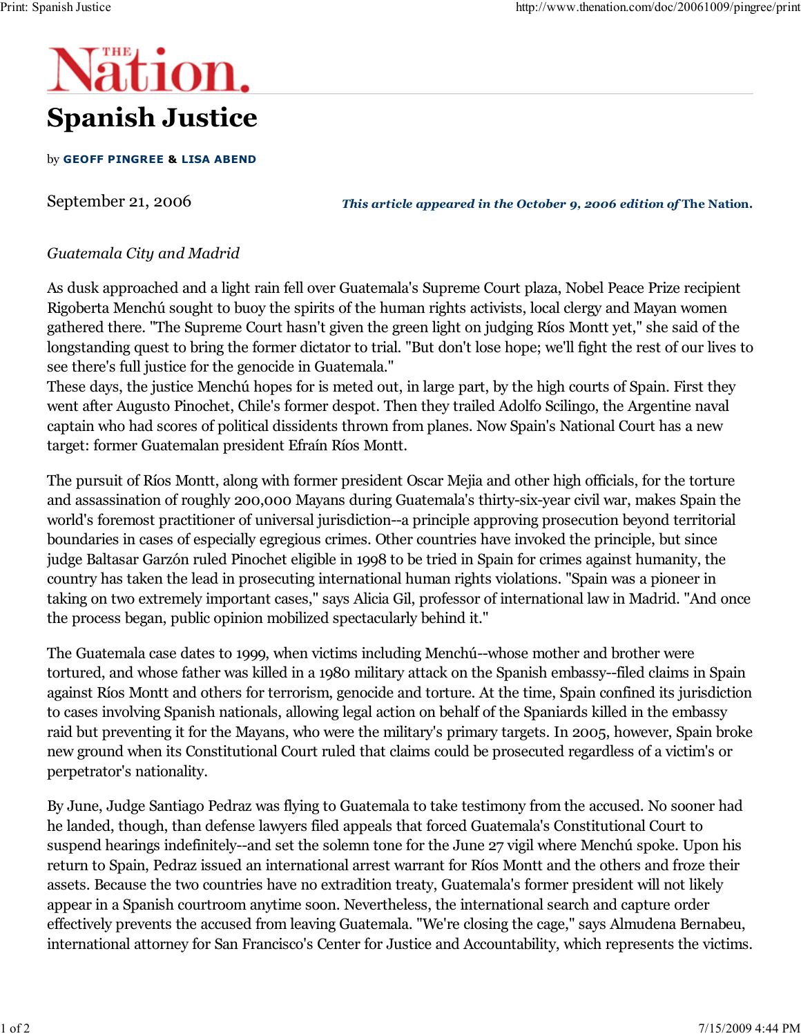# Spanish Justice

by **GEOFF PINGREE** & **LISA ABEND**

September 21, 2006

***This article appeared in the October 9, 2006 edition of* The Nation.**

*Guatemala City and Madrid*

As dusk approached and a light rain fell over Guatemala's Supreme Court plaza, Nobel Peace Prize recipient Rigoberta Menchú sought to buoy the spirits of the human rights activists, local clergy and Mayan women gathered there. "The Supreme Court hasn't given the green light on judging Ríos Montt yet," she said of the longstanding quest to bring the former dictator to trial. "But don't lose hope; we'll fight the rest of our lives to see there's full justice for the genocide in Guatemala."

These days, the justice Menchú hopes for is meted out, in large part, by the high courts of Spain. First they went after Augusto Pinochet, Chile's former despot. Then they trailed Adolfo Scilingo, the Argentine naval captain who had scores of political dissidents thrown from planes. Now Spain's National Court has a new target: former Guatemalan president Efraín Ríos Montt.

The pursuit of Ríos Montt, along with former president Oscar Mejia and other high officials, for the torture and assassination of roughly 200,000 Mayans during Guatemala's thirty-six-year civil war, makes Spain the world's foremost practitioner of universal jurisdiction--a principle approving prosecution beyond territorial boundaries in cases of especially egregious crimes. Other countries have invoked the principle, but since judge Baltasar Garzón ruled Pinochet eligible in 1998 to be tried in Spain for crimes against humanity, the country has taken the lead in prosecuting international human rights violations. "Spain was a pioneer in taking on two extremely important cases," says Alicia Gil, professor of international law in Madrid. "And once the process began, public opinion mobilized spectacularly behind it."

The Guatemala case dates to 1999, when victims including Menchú--whose mother and brother were tortured, and whose father was killed in a 1980 military attack on the Spanish embassy--filed claims in Spain against Ríos Montt and others for terrorism, genocide and torture. At the time, Spain confined its jurisdiction to cases involving Spanish nationals, allowing legal action on behalf of the Spaniards killed in the embassy raid but preventing it for the Mayans, who were the military's primary targets. In 2005, however, Spain broke new ground when its Constitutional Court ruled that claims could be prosecuted regardless of a victim's or perpetrator's nationality.

By June, Judge Santiago Pedraz was flying to Guatemala to take testimony from the accused. No sooner had he landed, though, than defense lawyers filed appeals that forced Guatemala's Constitutional Court to suspend hearings indefinitely--and set the solemn tone for the June 27 vigil where Menchú spoke. Upon his return to Spain, Pedraz issued an international arrest warrant for Ríos Montt and the others and froze their assets. Because the two countries have no extradition treaty, Guatemala's former president will not likely appear in a Spanish courtroom anytime soon. Nevertheless, the international search and capture order effectively prevents the accused from leaving Guatemala. "We're closing the cage," says Almudena Bernabeu, international attorney for San Francisco's Center for Justice and Accountability, which represents the victims.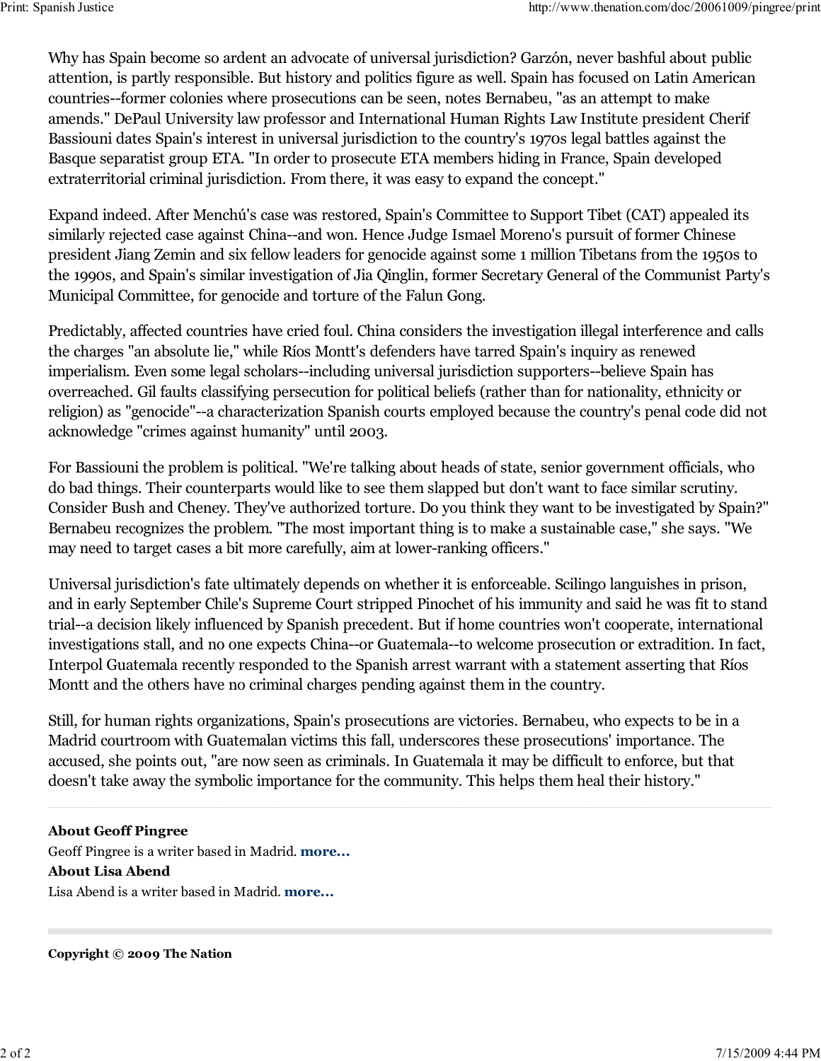Why has Spain become so ardent an advocate of universal jurisdiction? Garzón, never bashful about public attention, is partly responsible. But history and politics figure as well. Spain has focused on Latin American countries--former colonies where prosecutions can be seen, notes Bernabeu, "as an attempt to make amends." DePaul University law professor and International Human Rights Law Institute president Cherif Bassiouni dates Spain's interest in universal jurisdiction to the country's 1970s legal battles against the Basque separatist group ETA. "In order to prosecute ETA members hiding in France, Spain developed extraterritorial criminal jurisdiction. From there, it was easy to expand the concept."

Expand indeed. After Menchú's case was restored, Spain's Committee to Support Tibet (CAT) appealed its similarly rejected case against China--and won. Hence Judge Ismael Moreno's pursuit of former Chinese president Jiang Zemin and six fellow leaders for genocide against some 1 million Tibetans from the 1950s to the 1990s, and Spain's similar investigation of Jia Qinglin, former Secretary General of the Communist Party's Municipal Committee, for genocide and torture of the Falun Gong.

Predictably, affected countries have cried foul. China considers the investigation illegal interference and calls the charges "an absolute lie," while Ríos Montt's defenders have tarred Spain's inquiry as renewed imperialism. Even some legal scholars--including universal jurisdiction supporters--believe Spain has overreached. Gil faults classifying persecution for political beliefs (rather than for nationality, ethnicity or religion) as "genocide"--a characterization Spanish courts employed because the country's penal code did not acknowledge "crimes against humanity" until 2003.

For Bassiouni the problem is political. "We're talking about heads of state, senior government officials, who do bad things. Their counterparts would like to see them slapped but don't want to face similar scrutiny. Consider Bush and Cheney. They've authorized torture. Do you think they want to be investigated by Spain?" Bernabeu recognizes the problem. "The most important thing is to make a sustainable case," she says. "We may need to target cases a bit more carefully, aim at lower-ranking officers."

Universal jurisdiction's fate ultimately depends on whether it is enforceable. Scilingo languishes in prison, and in early September Chile's Supreme Court stripped Pinochet of his immunity and said he was fit to stand trial--a decision likely influenced by Spanish precedent. But if home countries won't cooperate, international investigations stall, and no one expects China--or Guatemala--to welcome prosecution or extradition. In fact, Interpol Guatemala recently responded to the Spanish arrest warrant with a statement asserting that Ríos Montt and the others have no criminal charges pending against them in the country.

Still, for human rights organizations, Spain's prosecutions are victories. Bernabeu, who expects to be in a Madrid courtroom with Guatemalan victims this fall, underscores these prosecutions' importance. The accused, she points out, "are now seen as criminals. In Guatemala it may be difficult to enforce, but that doesn't take away the symbolic importance for the community. This helps them heal their history."

---

**About Geoff Pingree**

Geoff Pingree is a writer based in Madrid. **more...**

**About Lisa Abend**

Lisa Abend is a writer based in Madrid. **more...**

---

**Copyright © 2009 The Nation**